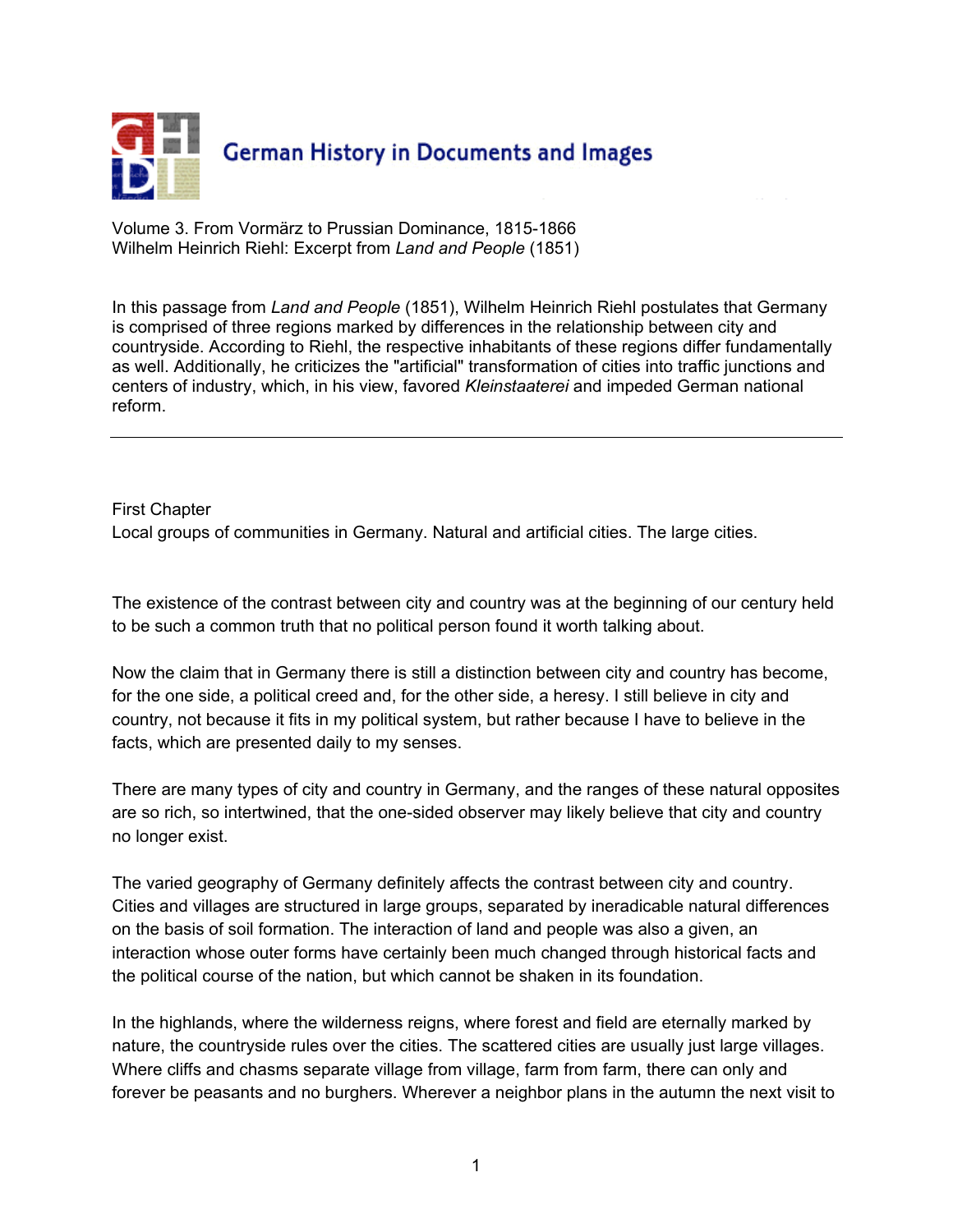German History in Documents and Images

Volume 3. From Vormärz to Prussian Dominance, 1815-1866
Wilhelm Heinrich Riehl: Excerpt from *Land and People* (1851)

In this passage from *Land and People* (1851), Wilhelm Heinrich Riehl postulates that Germany is comprised of three regions marked by differences in the relationship between city and countryside. According to Riehl, the respective inhabitants of these regions differ fundamentally as well. Additionally, he criticizes the "artificial" transformation of cities into traffic junctions and centers of industry, which, in his view, favored *Kleinstaaterei* and impeded German national reform.

---

First Chapter
Local groups of communities in Germany. Natural and artificial cities. The large cities.

The existence of the contrast between city and country was at the beginning of our century held to be such a common truth that no political person found it worth talking about.

Now the claim that in Germany there is still a distinction between city and country has become, for the one side, a political creed and, for the other side, a heresy. I still believe in city and country, not because it fits in my political system, but rather because I have to believe in the facts, which are presented daily to my senses.

There are many types of city and country in Germany, and the ranges of these natural opposites are so rich, so intertwined, that the one-sided observer may likely believe that city and country no longer exist.

The varied geography of Germany definitely affects the contrast between city and country. Cities and villages are structured in large groups, separated by ineradicable natural differences on the basis of soil formation. The interaction of land and people was also a given, an interaction whose outer forms have certainly been much changed through historical facts and the political course of the nation, but which cannot be shaken in its foundation.

In the highlands, where the wilderness reigns, where forest and field are eternally marked by nature, the countryside rules over the cities. The scattered cities are usually just large villages. Where cliffs and chasms separate village from village, farm from farm, there can only and forever be peasants and no burghers. Wherever a neighbor plans in the autumn the next visit to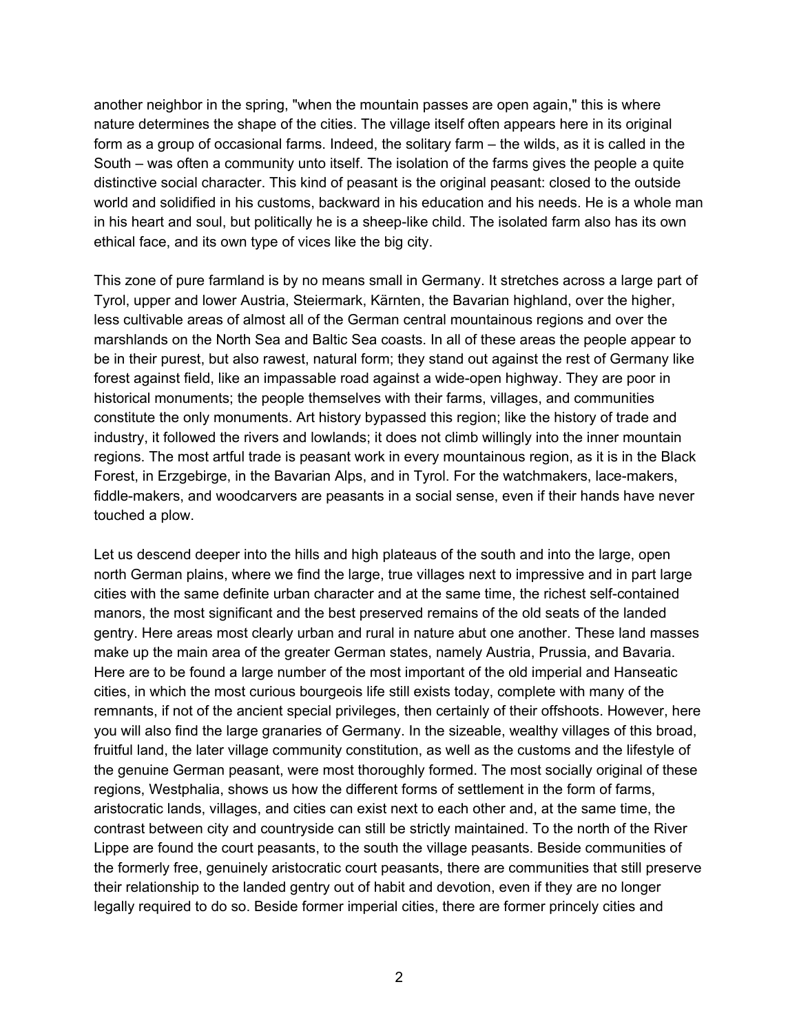another neighbor in the spring, "when the mountain passes are open again," this is where nature determines the shape of the cities. The village itself often appears here in its original form as a group of occasional farms. Indeed, the solitary farm – the wilds, as it is called in the South – was often a community unto itself. The isolation of the farms gives the people a quite distinctive social character. This kind of peasant is the original peasant: closed to the outside world and solidified in his customs, backward in his education and his needs. He is a whole man in his heart and soul, but politically he is a sheep-like child. The isolated farm also has its own ethical face, and its own type of vices like the big city.

This zone of pure farmland is by no means small in Germany. It stretches across a large part of Tyrol, upper and lower Austria, Steiermark, Kärnten, the Bavarian highland, over the higher, less cultivable areas of almost all of the German central mountainous regions and over the marshlands on the North Sea and Baltic Sea coasts. In all of these areas the people appear to be in their purest, but also rawest, natural form; they stand out against the rest of Germany like forest against field, like an impassable road against a wide-open highway. They are poor in historical monuments; the people themselves with their farms, villages, and communities constitute the only monuments. Art history bypassed this region; like the history of trade and industry, it followed the rivers and lowlands; it does not climb willingly into the inner mountain regions. The most artful trade is peasant work in every mountainous region, as it is in the Black Forest, in Erzgebirge, in the Bavarian Alps, and in Tyrol. For the watchmakers, lace-makers, fiddle-makers, and woodcarvers are peasants in a social sense, even if their hands have never touched a plow.

Let us descend deeper into the hills and high plateaus of the south and into the large, open north German plains, where we find the large, true villages next to impressive and in part large cities with the same definite urban character and at the same time, the richest self-contained manors, the most significant and the best preserved remains of the old seats of the landed gentry. Here areas most clearly urban and rural in nature abut one another. These land masses make up the main area of the greater German states, namely Austria, Prussia, and Bavaria. Here are to be found a large number of the most important of the old imperial and Hanseatic cities, in which the most curious bourgeois life still exists today, complete with many of the remnants, if not of the ancient special privileges, then certainly of their offshoots. However, here you will also find the large granaries of Germany. In the sizeable, wealthy villages of this broad, fruitful land, the later village community constitution, as well as the customs and the lifestyle of the genuine German peasant, were most thoroughly formed. The most socially original of these regions, Westphalia, shows us how the different forms of settlement in the form of farms, aristocratic lands, villages, and cities can exist next to each other and, at the same time, the contrast between city and countryside can still be strictly maintained. To the north of the River Lippe are found the court peasants, to the south the village peasants. Beside communities of the formerly free, genuinely aristocratic court peasants, there are communities that still preserve their relationship to the landed gentry out of habit and devotion, even if they are no longer legally required to do so. Beside former imperial cities, there are former princely cities and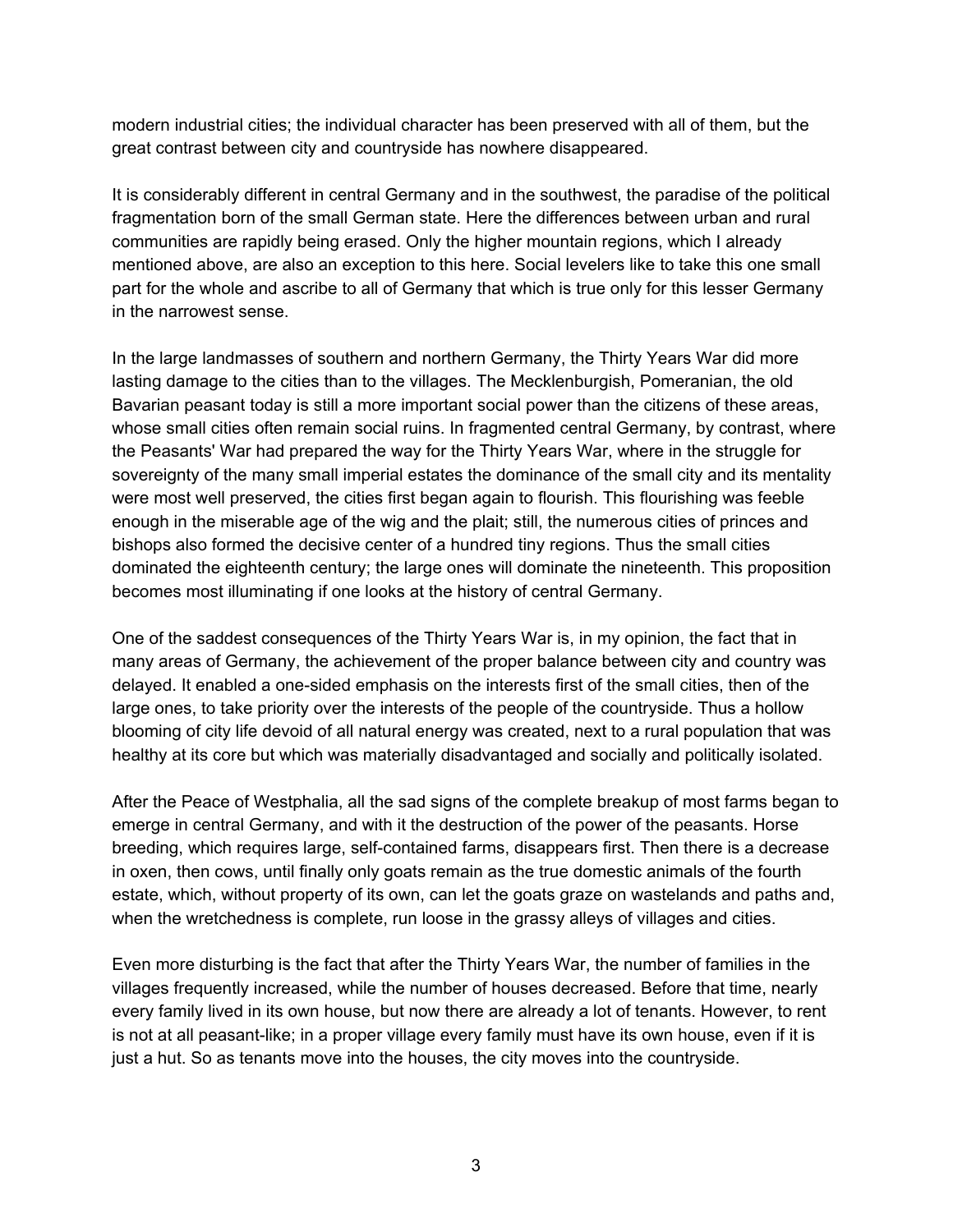modern industrial cities; the individual character has been preserved with all of them, but the great contrast between city and countryside has nowhere disappeared.

It is considerably different in central Germany and in the southwest, the paradise of the political fragmentation born of the small German state. Here the differences between urban and rural communities are rapidly being erased. Only the higher mountain regions, which I already mentioned above, are also an exception to this here. Social levelers like to take this one small part for the whole and ascribe to all of Germany that which is true only for this lesser Germany in the narrowest sense.

In the large landmasses of southern and northern Germany, the Thirty Years War did more lasting damage to the cities than to the villages. The Mecklenburgish, Pomeranian, the old Bavarian peasant today is still a more important social power than the citizens of these areas, whose small cities often remain social ruins. In fragmented central Germany, by contrast, where the Peasants' War had prepared the way for the Thirty Years War, where in the struggle for sovereignty of the many small imperial estates the dominance of the small city and its mentality were most well preserved, the cities first began again to flourish. This flourishing was feeble enough in the miserable age of the wig and the plait; still, the numerous cities of princes and bishops also formed the decisive center of a hundred tiny regions. Thus the small cities dominated the eighteenth century; the large ones will dominate the nineteenth. This proposition becomes most illuminating if one looks at the history of central Germany.

One of the saddest consequences of the Thirty Years War is, in my opinion, the fact that in many areas of Germany, the achievement of the proper balance between city and country was delayed. It enabled a one-sided emphasis on the interests first of the small cities, then of the large ones, to take priority over the interests of the people of the countryside. Thus a hollow blooming of city life devoid of all natural energy was created, next to a rural population that was healthy at its core but which was materially disadvantaged and socially and politically isolated.

After the Peace of Westphalia, all the sad signs of the complete breakup of most farms began to emerge in central Germany, and with it the destruction of the power of the peasants. Horse breeding, which requires large, self-contained farms, disappears first. Then there is a decrease in oxen, then cows, until finally only goats remain as the true domestic animals of the fourth estate, which, without property of its own, can let the goats graze on wastelands and paths and, when the wretchedness is complete, run loose in the grassy alleys of villages and cities.

Even more disturbing is the fact that after the Thirty Years War, the number of families in the villages frequently increased, while the number of houses decreased. Before that time, nearly every family lived in its own house, but now there are already a lot of tenants. However, to rent is not at all peasant-like; in a proper village every family must have its own house, even if it is just a hut. So as tenants move into the houses, the city moves into the countryside.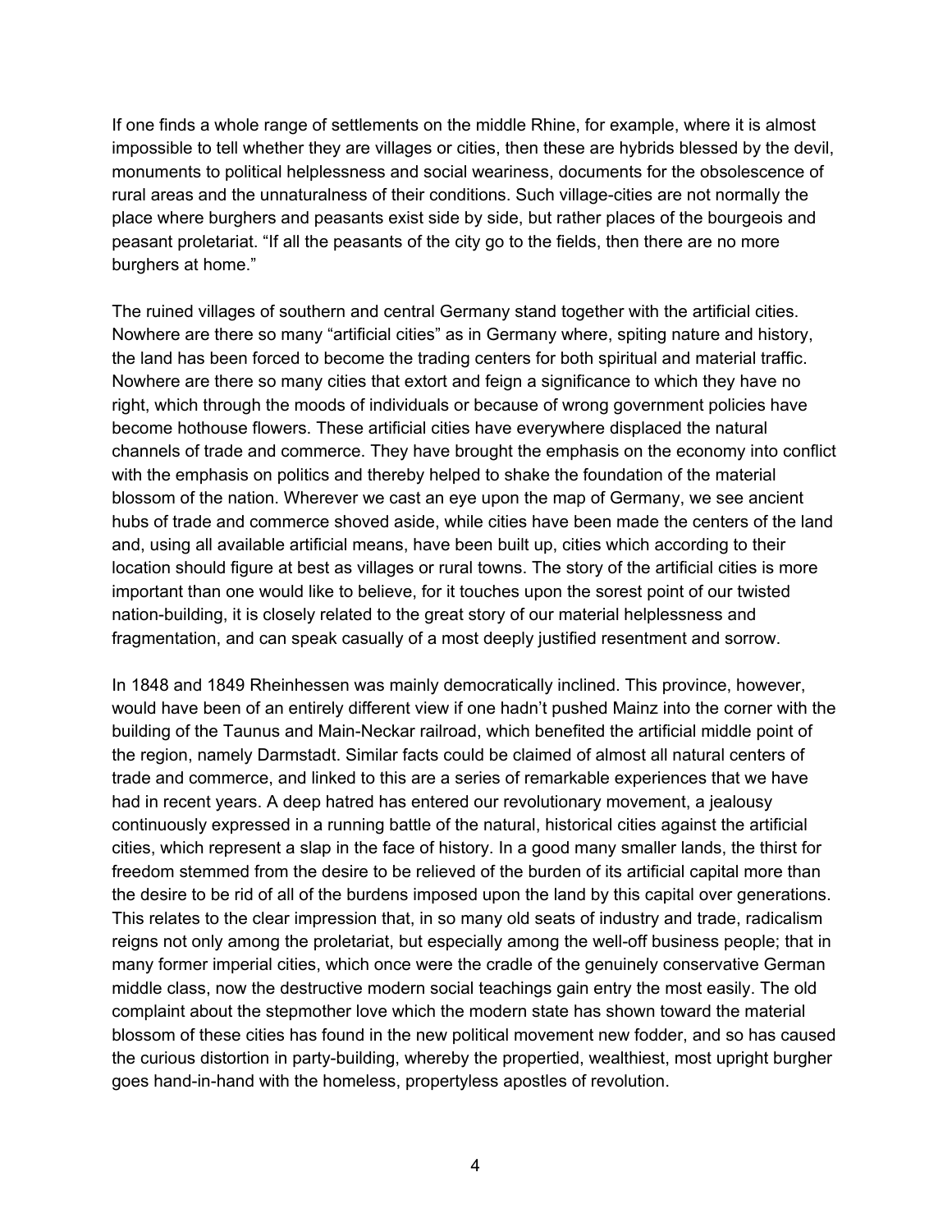If one finds a whole range of settlements on the middle Rhine, for example, where it is almost impossible to tell whether they are villages or cities, then these are hybrids blessed by the devil, monuments to political helplessness and social weariness, documents for the obsolescence of rural areas and the unnaturalness of their conditions. Such village-cities are not normally the place where burghers and peasants exist side by side, but rather places of the bourgeois and peasant proletariat. "If all the peasants of the city go to the fields, then there are no more burghers at home."

The ruined villages of southern and central Germany stand together with the artificial cities. Nowhere are there so many "artificial cities" as in Germany where, spiting nature and history, the land has been forced to become the trading centers for both spiritual and material traffic. Nowhere are there so many cities that extort and feign a significance to which they have no right, which through the moods of individuals or because of wrong government policies have become hothouse flowers. These artificial cities have everywhere displaced the natural channels of trade and commerce. They have brought the emphasis on the economy into conflict with the emphasis on politics and thereby helped to shake the foundation of the material blossom of the nation. Wherever we cast an eye upon the map of Germany, we see ancient hubs of trade and commerce shoved aside, while cities have been made the centers of the land and, using all available artificial means, have been built up, cities which according to their location should figure at best as villages or rural towns. The story of the artificial cities is more important than one would like to believe, for it touches upon the sorest point of our twisted nation-building, it is closely related to the great story of our material helplessness and fragmentation, and can speak casually of a most deeply justified resentment and sorrow.

In 1848 and 1849 Rheinhessen was mainly democratically inclined. This province, however, would have been of an entirely different view if one hadn't pushed Mainz into the corner with the building of the Taunus and Main-Neckar railroad, which benefited the artificial middle point of the region, namely Darmstadt. Similar facts could be claimed of almost all natural centers of trade and commerce, and linked to this are a series of remarkable experiences that we have had in recent years. A deep hatred has entered our revolutionary movement, a jealousy continuously expressed in a running battle of the natural, historical cities against the artificial cities, which represent a slap in the face of history. In a good many smaller lands, the thirst for freedom stemmed from the desire to be relieved of the burden of its artificial capital more than the desire to be rid of all of the burdens imposed upon the land by this capital over generations. This relates to the clear impression that, in so many old seats of industry and trade, radicalism reigns not only among the proletariat, but especially among the well-off business people; that in many former imperial cities, which once were the cradle of the genuinely conservative German middle class, now the destructive modern social teachings gain entry the most easily. The old complaint about the stepmother love which the modern state has shown toward the material blossom of these cities has found in the new political movement new fodder, and so has caused the curious distortion in party-building, whereby the propertied, wealthiest, most upright burgher goes hand-in-hand with the homeless, propertyless apostles of revolution.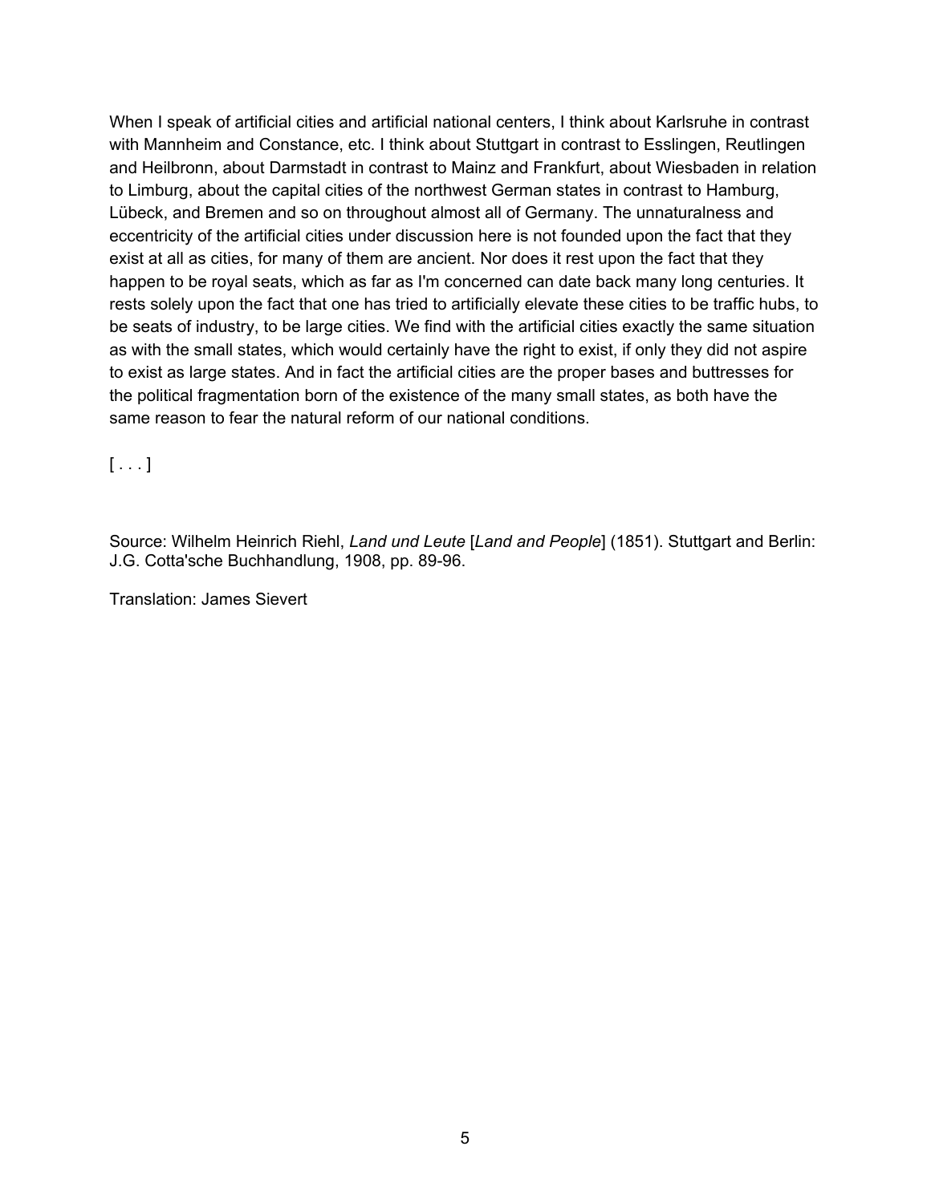When I speak of artificial cities and artificial national centers, I think about Karlsruhe in contrast with Mannheim and Constance, etc. I think about Stuttgart in contrast to Esslingen, Reutlingen and Heilbronn, about Darmstadt in contrast to Mainz and Frankfurt, about Wiesbaden in relation to Limburg, about the capital cities of the northwest German states in contrast to Hamburg, Lübeck, and Bremen and so on throughout almost all of Germany. The unnaturalness and eccentricity of the artificial cities under discussion here is not founded upon the fact that they exist at all as cities, for many of them are ancient. Nor does it rest upon the fact that they happen to be royal seats, which as far as I'm concerned can date back many long centuries. It rests solely upon the fact that one has tried to artificially elevate these cities to be traffic hubs, to be seats of industry, to be large cities. We find with the artificial cities exactly the same situation as with the small states, which would certainly have the right to exist, if only they did not aspire to exist as large states. And in fact the artificial cities are the proper bases and buttresses for the political fragmentation born of the existence of the many small states, as both have the same reason to fear the natural reform of our national conditions.

[ . . . ]

Source: Wilhelm Heinrich Riehl, *Land und Leute* [*Land and People*] (1851). Stuttgart and Berlin: J.G. Cotta'sche Buchhandlung, 1908, pp. 89-96.

Translation: James Sievert